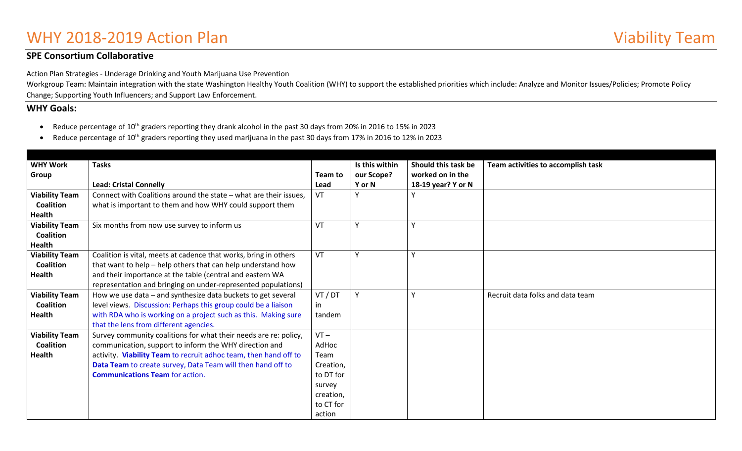# WHY 2018-2019 Action Plan

Viability Team

## SPE Consortium Collaborative

Action Plan Strategies - Underage Drinking and Youth Marijuana Use Prevention

Workgroup Team: Maintain integration with the state Washington Healthy Youth Coalition (WHY) to support the established priorities which include: Analyze and Monitor Issues/Policies; Promote Policy Change; Supporting Youth Influencers; and Support Law Enforcement.

## WHY Goals:

- Reduce percentage of 10th graders reporting they drank alcohol in the past 30 days from 20% in 2016 to 15% in 2023
- Reduce percentage of 10th graders reporting they used marijuana in the past 30 days from 17% in 2016 to 12% in 2023

| WHY Work Group | Tasks<br><br>Lead: Cristal Connelly | Team to Lead | Is this within our Scope? Y or N | Should this task be worked on in the 18-19 year? Y or N | Team activities to accomplish task |
|---|---|---|---|---|---|
| **Viability Team Coalition Health** | Connect with Coalitions around the state – what are their issues, what is important to them and how WHY could support them | VT | Y | Y | |
| **Viability Team Coalition Health** | Six months from now use survey to inform us | VT | Y | Y | |
| **Viability Team Coalition Health** | Coalition is vital, meets at cadence that works, bring in others that want to help – help others that can help understand how and their importance at the table (central and eastern WA representation and bringing on under-represented populations) | VT | Y | Y | |
| **Viability Team Coalition Health** | How we use data – and synthesize data buckets to get several level views. Discussion: Perhaps this group could be a liaison with RDA who is working on a project such as this. Making sure that the lens from different agencies. | VT / DT in tandem | Y | Y | Recruit data folks and data team |
| **Viability Team Coalition Health** | Survey community coalitions for what their needs are re: policy, communication, support to inform the WHY direction and activity. **Viability Team** to recruit adhoc team, then hand off to **Data Team** to create survey, Data Team will then hand off to **Communications Team** for action. | VT – AdHoc Team Creation, to DT for survey creation, to CT for action | | | |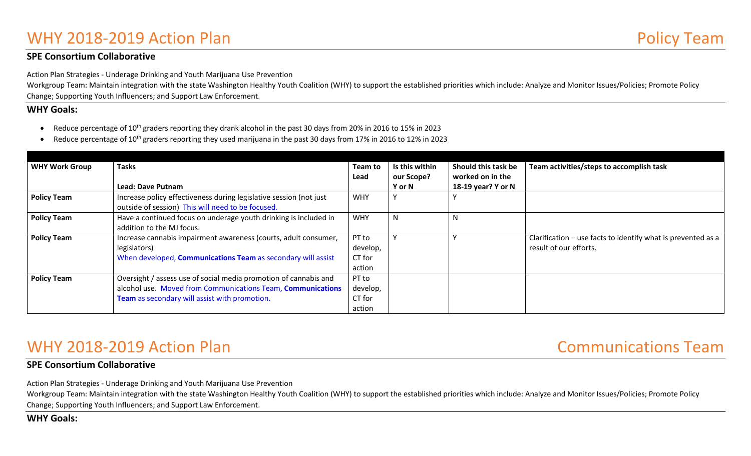# WHY 2018-2019 Action Plan — Policy Team

### SPE Consortium Collaborative

Action Plan Strategies - Underage Drinking and Youth Marijuana Use Prevention

Workgroup Team: Maintain integration with the state Washington Healthy Youth Coalition (WHY) to support the established priorities which include: Analyze and Monitor Issues/Policies; Promote Policy Change; Supporting Youth Influencers; and Support Law Enforcement.

### WHY Goals:

- Reduce percentage of 10th graders reporting they drank alcohol in the past 30 days from 20% in 2016 to 15% in 2023
- Reduce percentage of 10th graders reporting they used marijuana in the past 30 days from 17% in 2016 to 12% in 2023

| WHY Work Group | Tasks<br><br>**Lead: Dave Putnam** | Team to Lead | Is this within our Scope? Y or N | Should this task be worked on in the 18-19 year? Y or N | Team activities/steps to accomplish task |
|---|---|---|---|---|---|
| **Policy Team** | Increase policy effectiveness during legislative session (not just outside of session) This will need to be focused. | WHY | Y | Y | |
| **Policy Team** | Have a continued focus on underage youth drinking is included in addition to the MJ focus. | WHY | N | N | |
| **Policy Team** | Increase cannabis impairment awareness (courts, adult consumer, legislators)<br>When developed, **Communications Team** as secondary will assist | PT to develop, CT for action | Y | Y | Clarification – use facts to identify what is prevented as a result of our efforts. |
| **Policy Team** | Oversight / assess use of social media promotion of cannabis and alcohol use. Moved from Communications Team, **Communications Team** as secondary will assist with promotion. | PT to develop, CT for action | | | |

# WHY 2018-2019 Action Plan — Communications Team

### SPE Consortium Collaborative

Action Plan Strategies - Underage Drinking and Youth Marijuana Use Prevention

Workgroup Team: Maintain integration with the state Washington Healthy Youth Coalition (WHY) to support the established priorities which include: Analyze and Monitor Issues/Policies; Promote Policy Change; Supporting Youth Influencers; and Support Law Enforcement.

### WHY Goals: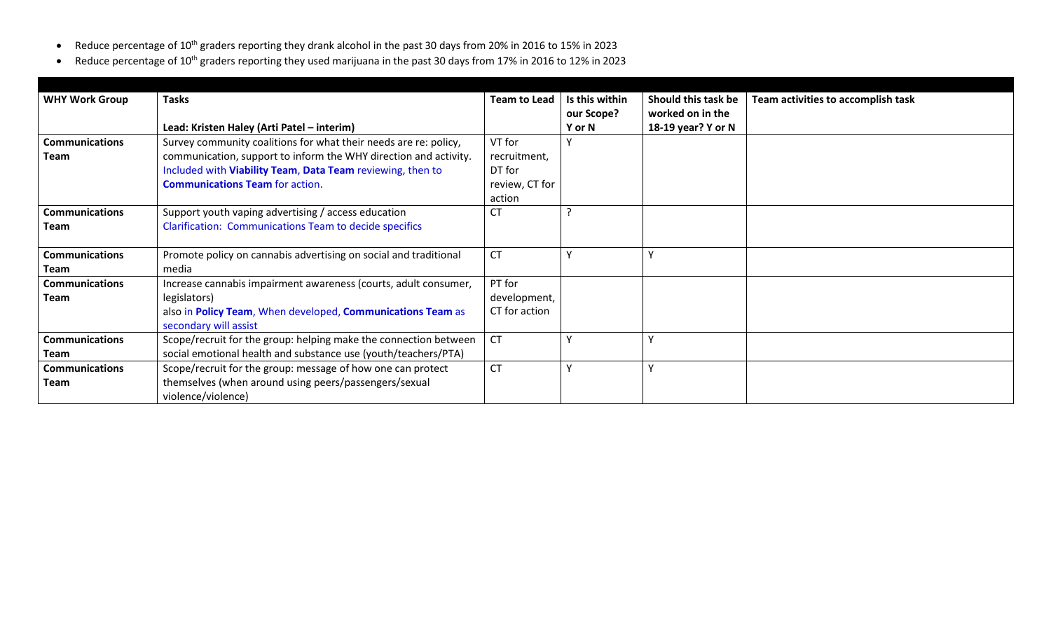- Reduce percentage of 10th graders reporting they drank alcohol in the past 30 days from 20% in 2016 to 15% in 2023
- Reduce percentage of 10th graders reporting they used marijuana in the past 30 days from 17% in 2016 to 12% in 2023

| **WHY Work Group** | **Tasks**<br><br>**Lead: Kristen Haley (Arti Patel – interim)** | **Team to Lead** | **Is this within our Scope? Y or N** | **Should this task be worked on in the 18-19 year? Y or N** | **Team activities to accomplish task** |
|---|---|---|---|---|---|
| **Communications Team** | Survey community coalitions for what their needs are re: policy, communication, support to inform the WHY direction and activity. Included with **Viability Team**, **Data Team** reviewing, then to **Communications Team** for action. | VT for recruitment, DT for review, CT for action | Y | | |
| **Communications Team** | Support youth vaping advertising / access education<br>Clarification: Communications Team to decide specifics | CT | ? | | |
| **Communications Team** | Promote policy on cannabis advertising on social and traditional media | CT | Y | Y | |
| **Communications Team** | Increase cannabis impairment awareness (courts, adult consumer, legislators)<br>also in **Policy Team**, When developed, **Communications Team** as secondary will assist | PT for development, CT for action | | | |
| **Communications Team** | Scope/recruit for the group: helping make the connection between social emotional health and substance use (youth/teachers/PTA) | CT | Y | Y | |
| **Communications Team** | Scope/recruit for the group: message of how one can protect themselves (when around using peers/passengers/sexual violence/violence) | CT | Y | Y | |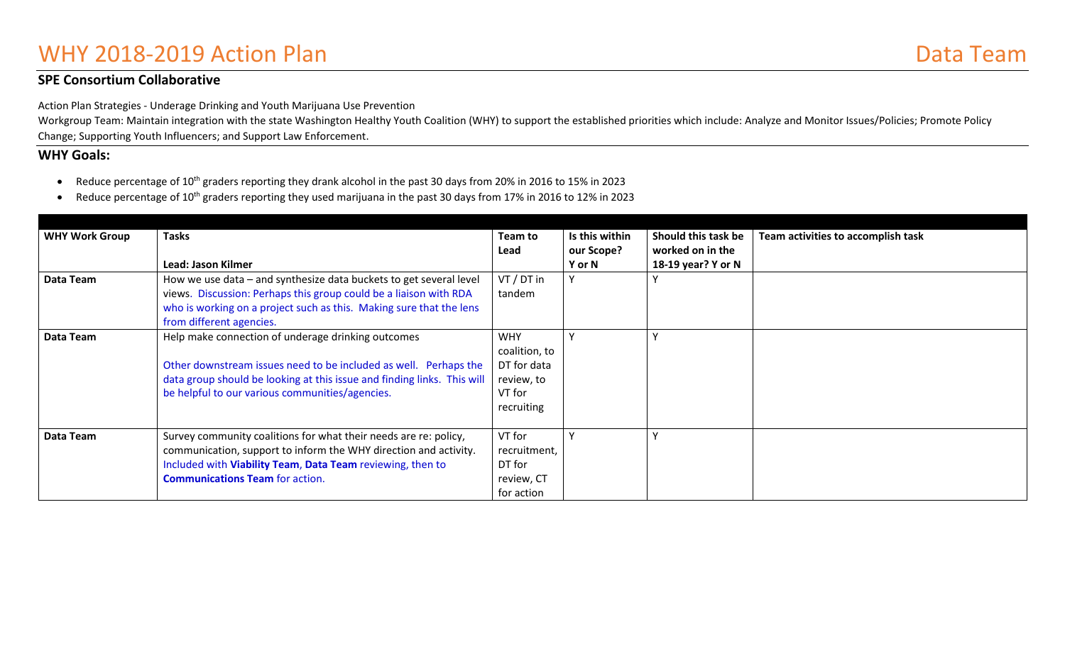# WHY 2018-2019 Action Plan

Data Team

**SPE Consortium Collaborative**

Action Plan Strategies - Underage Drinking and Youth Marijuana Use Prevention

Workgroup Team: Maintain integration with the state Washington Healthy Youth Coalition (WHY) to support the established priorities which include: Analyze and Monitor Issues/Policies; Promote Policy Change; Supporting Youth Influencers; and Support Law Enforcement.

## WHY Goals:

- Reduce percentage of 10th graders reporting they drank alcohol in the past 30 days from 20% in 2016 to 15% in 2023
- Reduce percentage of 10th graders reporting they used marijuana in the past 30 days from 17% in 2016 to 12% in 2023

| WHY Work Group | Tasks<br><br>Lead: Jason Kilmer | Team to Lead | Is this within our Scope? Y or N | Should this task be worked on in the 18-19 year? Y or N | Team activities to accomplish task |
|---|---|---|---|---|---|
| **Data Team** | How we use data – and synthesize data buckets to get several level views. Discussion: Perhaps this group could be a liaison with RDA who is working on a project such as this. Making sure that the lens from different agencies. | VT / DT in tandem | Y | Y | |
| **Data Team** | Help make connection of underage drinking outcomes<br><br>Other downstream issues need to be included as well. Perhaps the data group should be looking at this issue and finding links. This will be helpful to our various communities/agencies. | WHY coalition, to DT for data review, to VT for recruiting | Y | Y | |
| **Data Team** | Survey community coalitions for what their needs are re: policy, communication, support to inform the WHY direction and activity. Included with **Viability Team**, **Data Team** reviewing, then to **Communications Team** for action. | VT for recruitment, DT for review, CT for action | Y | Y | |